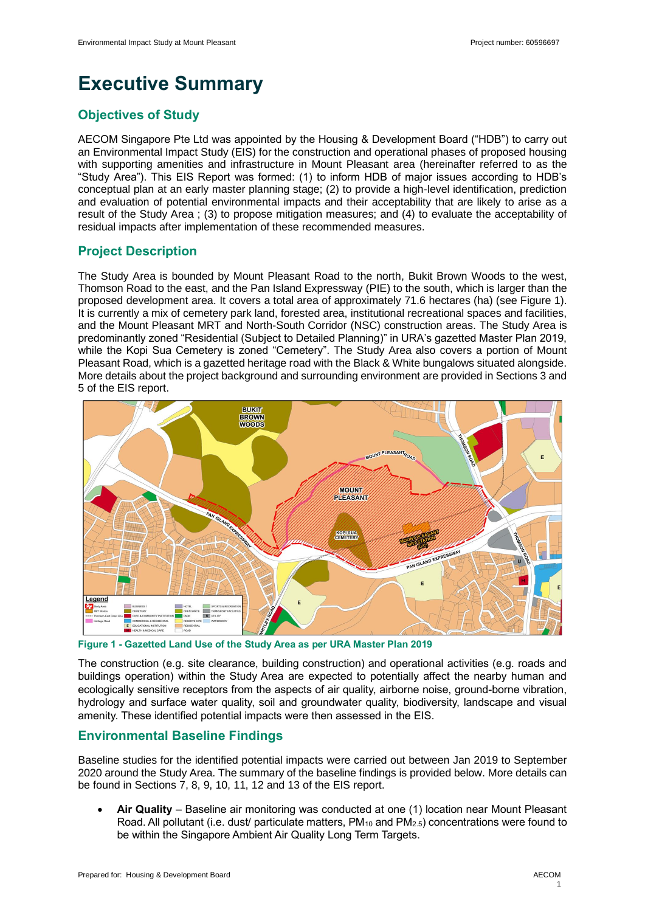# Executive Summary

## Objectives of Study

AECOM Singapore Pte Ltd was appointed by the Housing & Development Board ("HDB") to carry out an Environmental Impact Study (EIS) for the construction and operational phases of proposed housing with supporting amenities and infrastructure in Mount Pleasant area (hereinafter referred to as the "Study Area"). This EIS Report was formed: (1) to inform HDB of major issues according to HDB's conceptual plan at an early master planning stage; (2) to provide a high-level identification, prediction and evaluation of potential environmental impacts and their acceptability that are likely to arise as a result of the Study Area ; (3) to propose mitigation measures; and (4) to evaluate the acceptability of residual impacts after implementation of these recommended measures.

## Project Description

The Study Area is bounded by Mount Pleasant Road to the north, Bukit Brown Woods to the west, Thomson Road to the east, and the Pan Island Expressway (PIE) to the south, which is larger than the proposed development area. It covers a total area of approximately 71.6 hectares (ha) (see Figure 1). It is currently a mix of cemetery park land, forested area, institutional recreational spaces and facilities, and the Mount Pleasant MRT and North-South Corridor (NSC) construction areas. The Study Area is predominantly zoned "Residential (Subject to Detailed Planning)" in URA's gazetted Master Plan 2019, while the Kopi Sua Cemetery is zoned "Cemetery". The Study Area also covers a portion of Mount Pleasant Road, which is a gazetted heritage road with the Black & White bungalows situated alongside. More details about the project background and surrounding environment are provided in Sections 3 and 5 of the EIS report.

BUKIT BROWN WOODS
MOUNT PLEASANT ROAD
THOMSON ROAD
MOUNT PLEASANT
PAN ISLAND EXPRESSWAY
KOPI SUA CEMETERY
MOUNT PLEASANT MRT STATION (U/C)
WHITLEY ROAD
E
U
H

Legend
Study Area
MRT Station
Thomson-East Coast Line
Heritage Road
BUSINESS 1
CEMETERY
CIVIC & COMMUNITY INSTITUTION
COMMERCIAL & RESIDENTIAL
E EDUCATIONAL INSTITUTION
HEALTH & MEDICAL CARE
HOTEL
OPEN SPACE
PARK
RESERVE SITE
RESIDENTIAL
ROAD
SPORTS & RECREATION
TRANSPORT FACILITIES
U UTILITY
WATERBODY

**Figure 1 - Gazetted Land Use of the Study Area as per URA Master Plan 2019**

The construction (e.g. site clearance, building construction) and operational activities (e.g. roads and buildings operation) within the Study Area are expected to potentially affect the nearby human and ecologically sensitive receptors from the aspects of air quality, airborne noise, ground-borne vibration, hydrology and surface water quality, soil and groundwater quality, biodiversity, landscape and visual amenity. These identified potential impacts were then assessed in the EIS.

## Environmental Baseline Findings

Baseline studies for the identified potential impacts were carried out between Jan 2019 to September 2020 around the Study Area. The summary of the baseline findings is provided below. More details can be found in Sections 7, 8, 9, 10, 11, 12 and 13 of the EIS report.

- **Air Quality** – Baseline air monitoring was conducted at one (1) location near Mount Pleasant Road. All pollutant (i.e. dust/ particulate matters, $PM_{10}$ and $PM_{2.5}$) concentrations were found to be within the Singapore Ambient Air Quality Long Term Targets.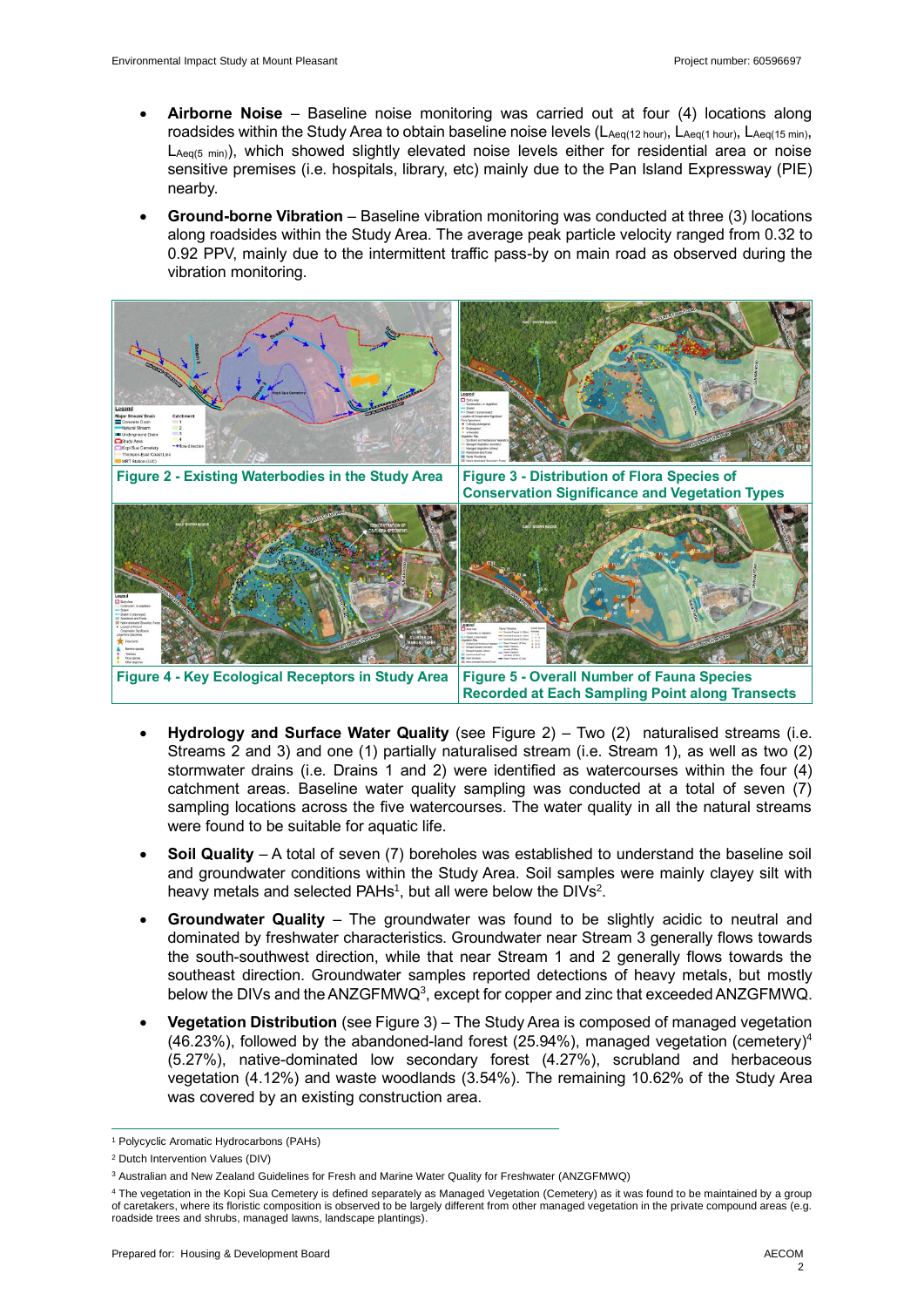- **Airborne Noise** – Baseline noise monitoring was carried out at four (4) locations along roadsides within the Study Area to obtain baseline noise levels ($L_{Aeq(12\ hour)}$, $L_{Aeq(1\ hour)}$, $L_{Aeq(15\ min)}$, $L_{Aeq(5\ min)}$), which showed slightly elevated noise levels either for residential area or noise sensitive premises (i.e. hospitals, library, etc) mainly due to the Pan Island Expressway (PIE) nearby.
- **Ground-borne Vibration** – Baseline vibration monitoring was conducted at three (3) locations along roadsides within the Study Area. The average peak particle velocity ranged from 0.32 to 0.92 PPV, mainly due to the intermittent traffic pass-by on main road as observed during the vibration monitoring.

Figure 2 - Existing Waterbodies in the Study Area

Figure 3 - Distribution of Flora Species of Conservation Significance and Vegetation Types

Figure 4 - Key Ecological Receptors in Study Area

Figure 5 - Overall Number of Fauna Species Recorded at Each Sampling Point along Transects

- **Hydrology and Surface Water Quality** (see Figure 2) – Two (2) naturalised streams (i.e. Streams 2 and 3) and one (1) partially naturalised stream (i.e. Stream 1), as well as two (2) stormwater drains (i.e. Drains 1 and 2) were identified as watercourses within the four (4) catchment areas. Baseline water quality sampling was conducted at a total of seven (7) sampling locations across the five watercourses. The water quality in all the natural streams were found to be suitable for aquatic life.
- **Soil Quality** – A total of seven (7) boreholes was established to understand the baseline soil and groundwater conditions within the Study Area. Soil samples were mainly clayey silt with heavy metals and selected PAHs[1], but all were below the DIVs[2].
- **Groundwater Quality** – The groundwater was found to be slightly acidic to neutral and dominated by freshwater characteristics. Groundwater near Stream 3 generally flows towards the south-southwest direction, while that near Stream 1 and 2 generally flows towards the southeast direction. Groundwater samples reported detections of heavy metals, but mostly below the DIVs and the ANZGFMWQ[3], except for copper and zinc that exceeded ANZGFMWQ.
- **Vegetation Distribution** (see Figure 3) – The Study Area is composed of managed vegetation (46.23%), followed by the abandoned-land forest (25.94%), managed vegetation (cemetery)[4] (5.27%), native-dominated low secondary forest (4.27%), scrubland and herbaceous vegetation (4.12%) and waste woodlands (3.54%). The remaining 10.62% of the Study Area was covered by an existing construction area.

---

[1] Polycyclic Aromatic Hydrocarbons (PAHs)

[2] Dutch Intervention Values (DIV)

[3] Australian and New Zealand Guidelines for Fresh and Marine Water Quality for Freshwater (ANZGFMWQ)

[4] The vegetation in the Kopi Sua Cemetery is defined separately as Managed Vegetation (Cemetery) as it was found to be maintained by a group of caretakers, where its floristic composition is observed to be largely different from other managed vegetation in the private compound areas (e.g. roadside trees and shrubs, managed lawns, landscape plantings).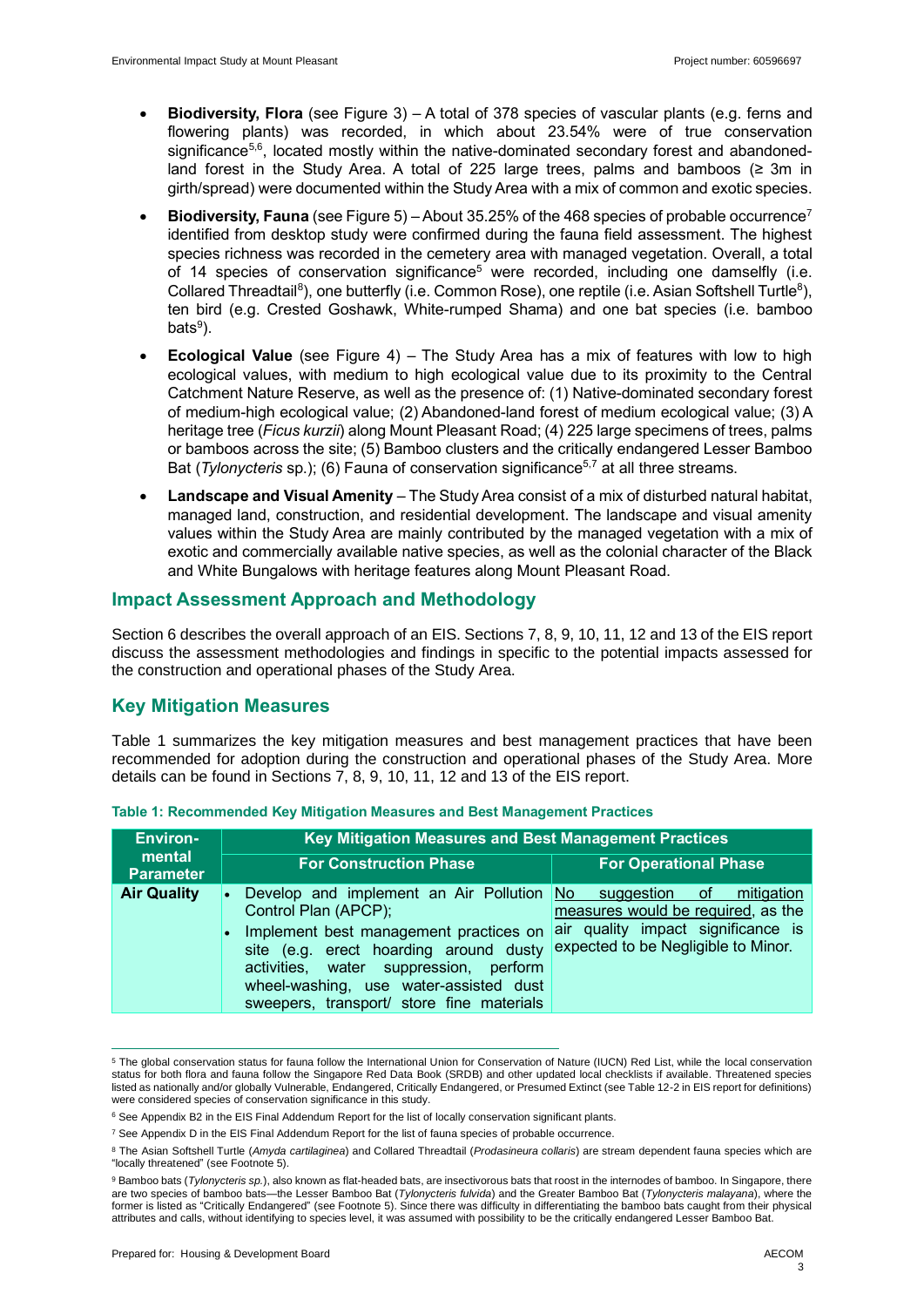- **Biodiversity, Flora** (see Figure 3) – A total of 378 species of vascular plants (e.g. ferns and flowering plants) was recorded, in which about 23.54% were of true conservation significance[5,6], located mostly within the native-dominated secondary forest and abandoned-land forest in the Study Area. A total of 225 large trees, palms and bamboos (≥ 3m in girth/spread) were documented within the Study Area with a mix of common and exotic species.
- **Biodiversity, Fauna** (see Figure 5) – About 35.25% of the 468 species of probable occurrence[7] identified from desktop study were confirmed during the fauna field assessment. The highest species richness was recorded in the cemetery area with managed vegetation. Overall, a total of 14 species of conservation significance[5] were recorded, including one damselfly (i.e. Collared Threadtail[8]), one butterfly (i.e. Common Rose), one reptile (i.e. Asian Softshell Turtle[8]), ten bird (e.g. Crested Goshawk, White-rumped Shama) and one bat species (i.e. bamboo bats[9]).
- **Ecological Value** (see Figure 4) – The Study Area has a mix of features with low to high ecological values, with medium to high ecological value due to its proximity to the Central Catchment Nature Reserve, as well as the presence of: (1) Native-dominated secondary forest of medium-high ecological value; (2) Abandoned-land forest of medium ecological value; (3) A heritage tree (*Ficus kurzii*) along Mount Pleasant Road; (4) 225 large specimens of trees, palms or bamboos across the site; (5) Bamboo clusters and the critically endangered Lesser Bamboo Bat (*Tylonycteris* sp.); (6) Fauna of conservation significance[5,7] at all three streams.
- **Landscape and Visual Amenity** – The Study Area consist of a mix of disturbed natural habitat, managed land, construction, and residential development. The landscape and visual amenity values within the Study Area are mainly contributed by the managed vegetation with a mix of exotic and commercially available native species, as well as the colonial character of the Black and White Bungalows with heritage features along Mount Pleasant Road.

## Impact Assessment Approach and Methodology

Section 6 describes the overall approach of an EIS. Sections 7, 8, 9, 10, 11, 12 and 13 of the EIS report discuss the assessment methodologies and findings in specific to the potential impacts assessed for the construction and operational phases of the Study Area.

## Key Mitigation Measures

Table 1 summarizes the key mitigation measures and best management practices that have been recommended for adoption during the construction and operational phases of the Study Area. More details can be found in Sections 7, 8, 9, 10, 11, 12 and 13 of the EIS report.

**Table 1: Recommended Key Mitigation Measures and Best Management Practices**

| Environmental Parameter | Key Mitigation Measures and Best Management Practices | |
|---|---|---|
| | **For Construction Phase** | **For Operational Phase** |
| **Air Quality** | • Develop and implement an Air Pollution Control Plan (APCP);<br>• Implement best management practices on site (e.g. erect hoarding around dusty activities, water suppression, perform wheel-washing, use water-assisted dust sweepers, transport/ store fine materials | No suggestion of mitigation measures would be required, as the air quality impact significance is expected to be Negligible to Minor. |

[5] The global conservation status for fauna follow the International Union for Conservation of Nature (IUCN) Red List, while the local conservation status for both flora and fauna follow the Singapore Red Data Book (SRDB) and other updated local checklists if available. Threatened species listed as nationally and/or globally Vulnerable, Endangered, Critically Endangered, or Presumed Extinct (see Table 12-2 in EIS report for definitions) were considered species of conservation significance in this study.

[6] See Appendix B2 in the EIS Final Addendum Report for the list of locally conservation significant plants.

[7] See Appendix D in the EIS Final Addendum Report for the list of fauna species of probable occurrence.

[8] The Asian Softshell Turtle (*Amyda cartilaginea*) and Collared Threadtail (*Prodasineura collaris*) are stream dependent fauna species which are "locally threatened" (see Footnote 5).

[9] Bamboo bats (*Tylonycteris sp.*), also known as flat-headed bats, are insectivorous bats that roost in the internodes of bamboo. In Singapore, there are two species of bamboo bats—the Lesser Bamboo Bat (*Tylonycteris fulvida*) and the Greater Bamboo Bat (*Tylonycteris malayana*), where the former is listed as "Critically Endangered" (see Footnote 5). Since there was difficulty in differentiating the bamboo bats caught from their physical attributes and calls, without identifying to species level, it was assumed with possibility to be the critically endangered Lesser Bamboo Bat.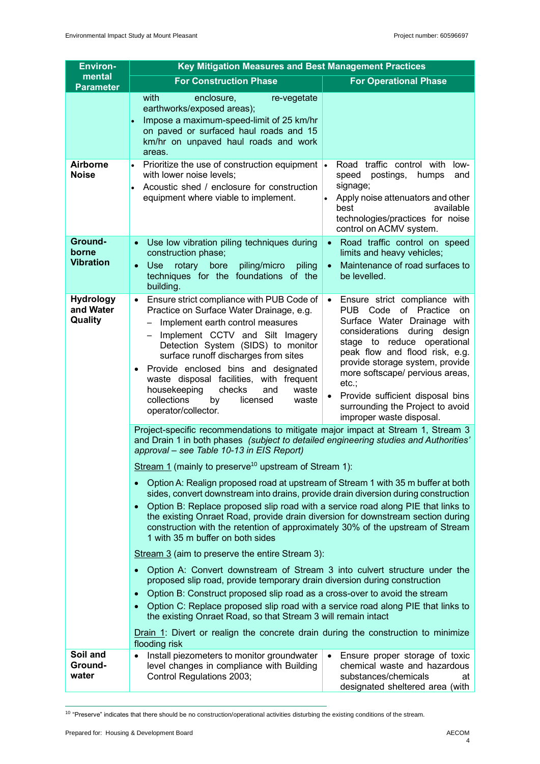| Environ-mental Parameter | Key Mitigation Measures and Best Management Practices | |
|---|---|---|
| | **For Construction Phase** | **For Operational Phase** |
| | with enclosure, re-vegetate earthworks/exposed areas);<br>• Impose a maximum-speed-limit of 25 km/hr on paved or surfaced haul roads and 15 km/hr on unpaved haul roads and work areas. | |
| **Airborne Noise** | • Prioritize the use of construction equipment with lower noise levels;<br>• Acoustic shed / enclosure for construction equipment where viable to implement. | • Road traffic control with low-speed postings, humps and signage;<br>• Apply noise attenuators and other best available technologies/practices for noise control on ACMV system. |
| **Ground-borne Vibration** | • Use low vibration piling techniques during construction phase;<br>• Use rotary bore piling/micro piling techniques for the foundations of the building. | • Road traffic control on speed limits and heavy vehicles;<br>• Maintenance of road surfaces to be levelled. |
| **Hydrology and Water Quality** | • Ensure strict compliance with PUB Code of Practice on Surface Water Drainage, e.g.<br>  – Implement earth control measures<br>  – Implement CCTV and Silt Imagery Detection System (SIDS) to monitor surface runoff discharges from sites<br>• Provide enclosed bins and designated waste disposal facilities, with frequent housekeeping checks and waste collections by licensed waste operator/collector. | • Ensure strict compliance with PUB Code of Practice on Surface Water Drainage with considerations during design stage to reduce operational peak flow and flood risk, e.g. provide storage system, provide more softscape/ pervious areas, etc.;<br>• Provide sufficient disposal bins surrounding the Project to avoid improper waste disposal. |
| | Project-specific recommendations to mitigate major impact at Stream 1, Stream 3 and Drain 1 in both phases *(subject to detailed engineering studies and Authorities' approval – see Table 10-13 in EIS Report)*<br><br>Stream 1 (mainly to preserve[10] upstream of Stream 1):<br>• Option A: Realign proposed road at upstream of Stream 1 with 35 m buffer at both sides, convert downstream into drains, provide drain diversion during construction<br>• Option B: Replace proposed slip road with a service road along PIE that links to the existing Onraet Road, provide drain diversion for downstream section during construction with the retention of approximately 30% of the upstream of Stream 1 with 35 m buffer on both sides<br><br>Stream 3 (aim to preserve the entire Stream 3):<br>• Option A: Convert downstream of Stream 3 into culvert structure under the proposed slip road, provide temporary drain diversion during construction<br>• Option B: Construct proposed slip road as a cross-over to avoid the stream<br>• Option C: Replace proposed slip road with a service road along PIE that links to the existing Onraet Road, so that Stream 3 will remain intact<br><br>Drain 1: Divert or realign the concrete drain during the construction to minimize flooding risk | |
| **Soil and Ground-water** | • Install piezometers to monitor groundwater level changes in compliance with Building Control Regulations 2003; | • Ensure proper storage of toxic chemical waste and hazardous substances/chemicals at designated sheltered area (with |

[10] "Preserve" indicates that there should be no construction/operational activities disturbing the existing conditions of the stream.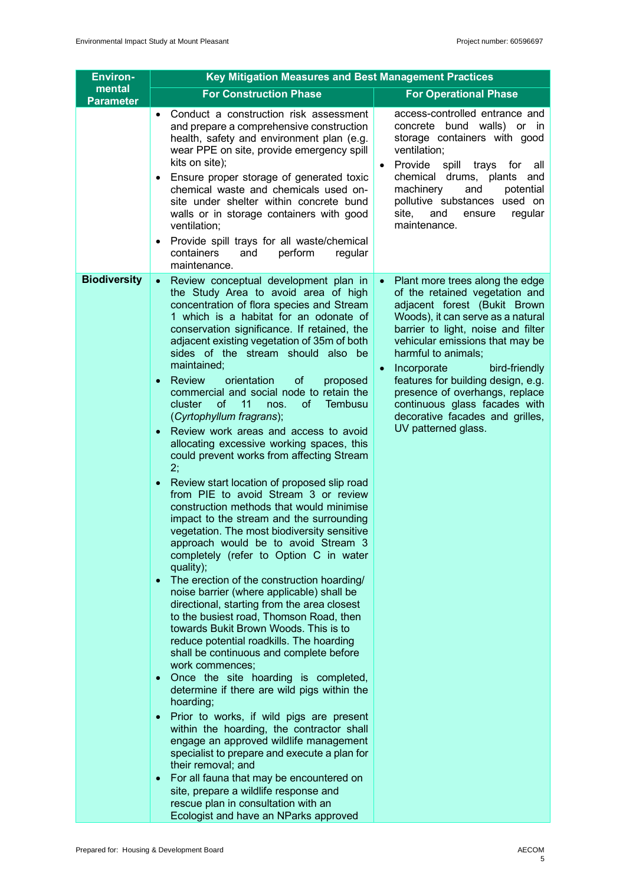| Environ-mental Parameter | Key Mitigation Measures and Best Management Practices | |
|---|---|---|
| | For Construction Phase | For Operational Phase |
| | • Conduct a construction risk assessment and prepare a comprehensive construction health, safety and environment plan (e.g. wear PPE on site, provide emergency spill kits on site);<br>• Ensure proper storage of generated toxic chemical waste and chemicals used on-site under shelter within concrete bund walls or in storage containers with good ventilation;<br>• Provide spill trays for all waste/chemical containers and perform regular maintenance. | access-controlled entrance and concrete bund walls) or in storage containers with good ventilation;<br>• Provide spill trays for all chemical drums, plants and machinery and potential pollutive substances used on site, and ensure regular maintenance. |
| **Biodiversity** | • Review conceptual development plan in the Study Area to avoid area of high concentration of flora species and Stream 1 which is a habitat for an odonate of conservation significance. If retained, the adjacent existing vegetation of 35m of both sides of the stream should also be maintained;<br>• Review orientation of proposed commercial and social node to retain the cluster of 11 nos. of Tembusu (*Cyrtophyllum fragrans*);<br>• Review work areas and access to avoid allocating excessive working spaces, this could prevent works from affecting Stream 2;<br>• Review start location of proposed slip road from PIE to avoid Stream 3 or review construction methods that would minimise impact to the stream and the surrounding vegetation. The most biodiversity sensitive approach would be to avoid Stream 3 completely (refer to Option C in water quality);<br>• The erection of the construction hoarding/ noise barrier (where applicable) shall be directional, starting from the area closest to the busiest road, Thomson Road, then towards Bukit Brown Woods. This is to reduce potential roadkills. The hoarding shall be continuous and complete before work commences;<br>• Once the site hoarding is completed, determine if there are wild pigs within the hoarding;<br>• Prior to works, if wild pigs are present within the hoarding, the contractor shall engage an approved wildlife management specialist to prepare and execute a plan for their removal; and<br>• For all fauna that may be encountered on site, prepare a wildlife response and rescue plan in consultation with an Ecologist and have an NParks approved | • Plant more trees along the edge of the retained vegetation and adjacent forest (Bukit Brown Woods), it can serve as a natural barrier to light, noise and filter vehicular emissions that may be harmful to animals;<br>• Incorporate bird-friendly features for building design, e.g. presence of overhangs, replace continuous glass facades with decorative facades and grilles, UV patterned glass. |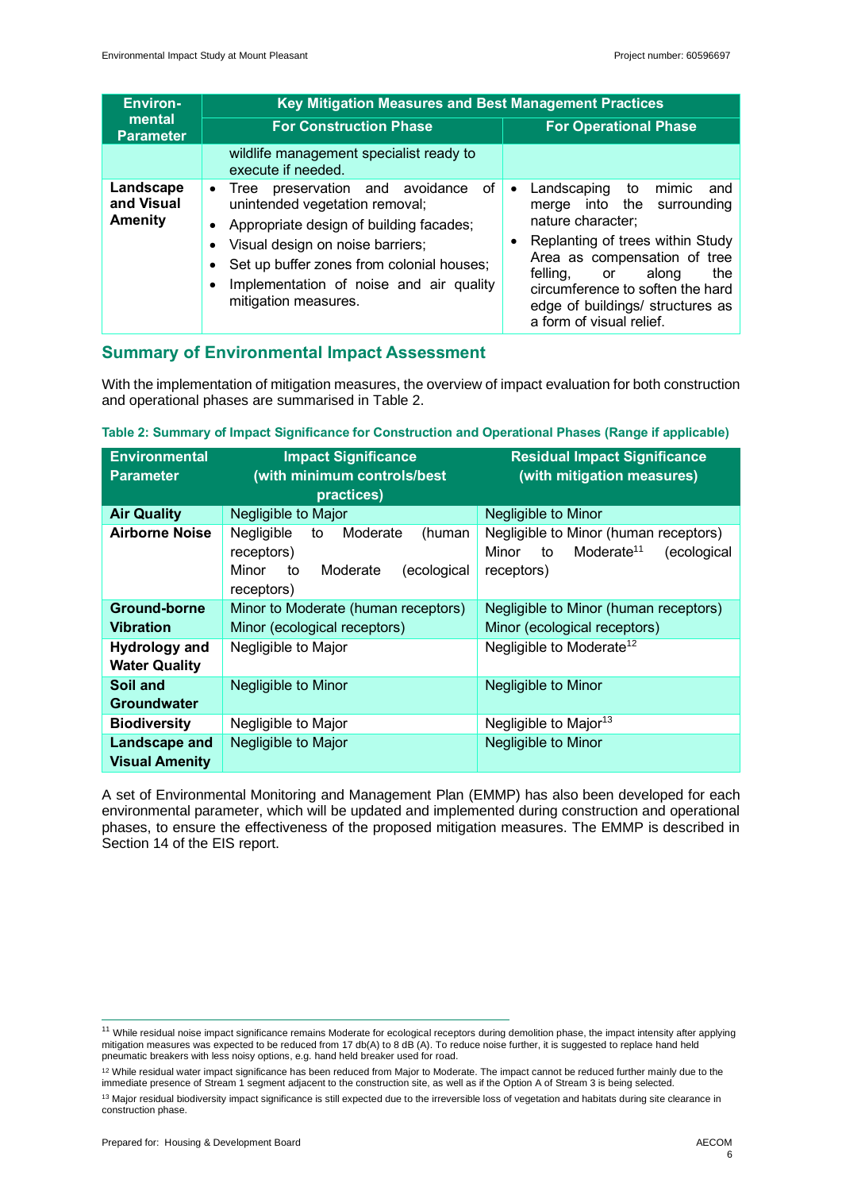| Environmental Parameter | Key Mitigation Measures and Best Management Practices | |
|---|---|---|
| | For Construction Phase | For Operational Phase |
| | wildlife management specialist ready to execute if needed. | |
| **Landscape and Visual Amenity** | • Tree preservation and avoidance of unintended vegetation removal;<br>• Appropriate design of building facades;<br>• Visual design on noise barriers;<br>• Set up buffer zones from colonial houses;<br>• Implementation of noise and air quality mitigation measures. | • Landscaping to mimic and merge into the surrounding nature character;<br>• Replanting of trees within Study Area as compensation of tree felling, or along the circumference to soften the hard edge of buildings/ structures as a form of visual relief. |

## Summary of Environmental Impact Assessment

With the implementation of mitigation measures, the overview of impact evaluation for both construction and operational phases are summarised in Table 2.

**Table 2: Summary of Impact Significance for Construction and Operational Phases (Range if applicable)**

| Environmental Parameter | Impact Significance (with minimum controls/best practices) | Residual Impact Significance (with mitigation measures) |
|---|---|---|
| **Air Quality** | Negligible to Major | Negligible to Minor |
| **Airborne Noise** | Negligible to Moderate (human receptors)<br>Minor to Moderate (ecological receptors) | Negligible to Minor (human receptors)<br>Minor to Moderate[11] (ecological receptors) |
| **Ground-borne Vibration** | Minor to Moderate (human receptors)<br>Minor (ecological receptors) | Negligible to Minor (human receptors)<br>Minor (ecological receptors) |
| **Hydrology and Water Quality** | Negligible to Major | Negligible to Moderate[12] |
| **Soil and Groundwater** | Negligible to Minor | Negligible to Minor |
| **Biodiversity** | Negligible to Major | Negligible to Major[13] |
| **Landscape and Visual Amenity** | Negligible to Major | Negligible to Minor |

A set of Environmental Monitoring and Management Plan (EMMP) has also been developed for each environmental parameter, which will be updated and implemented during construction and operational phases, to ensure the effectiveness of the proposed mitigation measures. The EMMP is described in Section 14 of the EIS report.

[11] While residual noise impact significance remains Moderate for ecological receptors during demolition phase, the impact intensity after applying mitigation measures was expected to be reduced from 17 db(A) to 8 dB (A). To reduce noise further, it is suggested to replace hand held pneumatic breakers with less noisy options, e.g. hand held breaker used for road.

[12] While residual water impact significance has been reduced from Major to Moderate. The impact cannot be reduced further mainly due to the immediate presence of Stream 1 segment adjacent to the construction site, as well as if the Option A of Stream 3 is being selected.

[13] Major residual biodiversity impact significance is still expected due to the irreversible loss of vegetation and habitats during site clearance in construction phase.